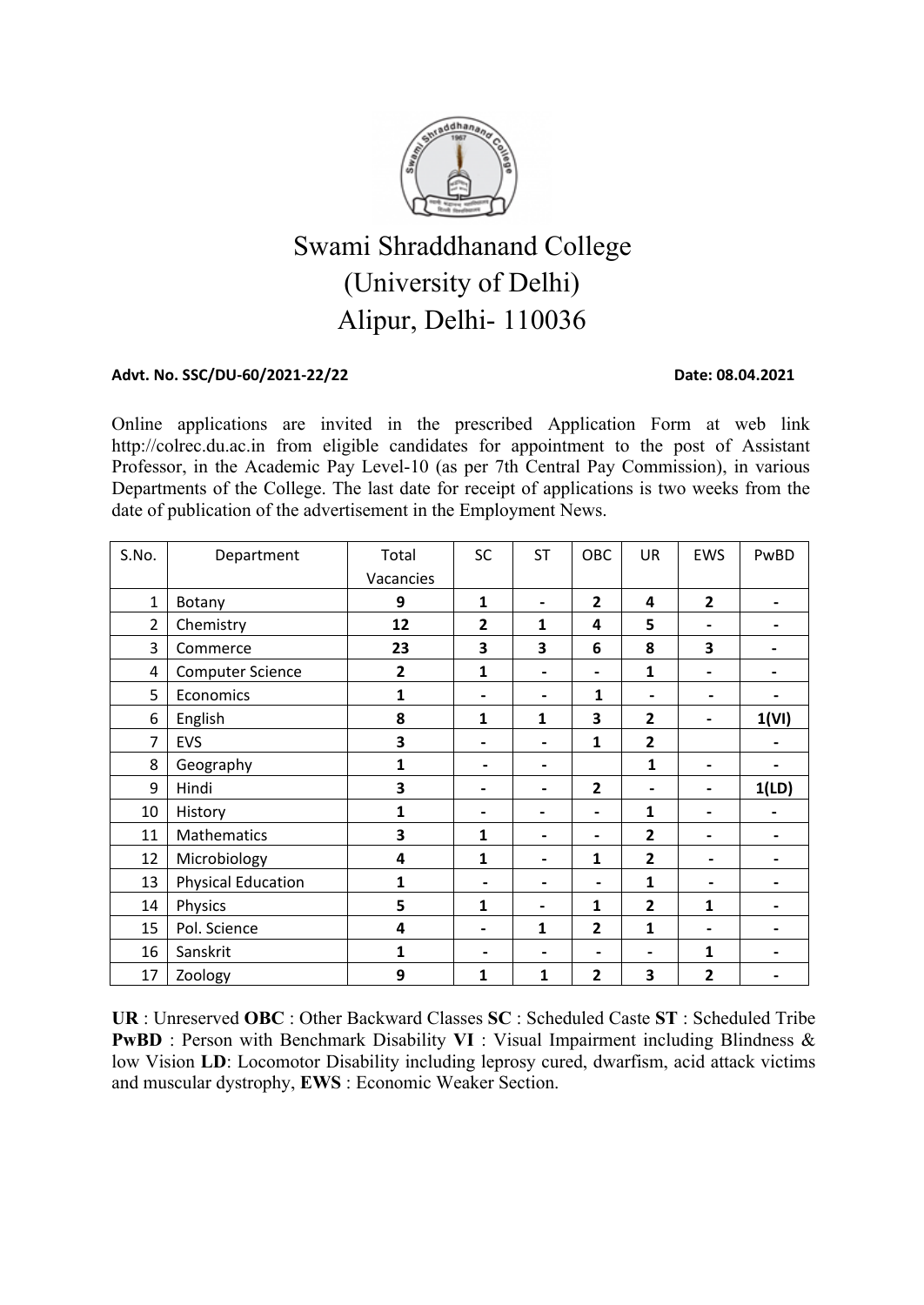# Swami Shraddhanand College
## (University of Delhi)
## Alipur, Delhi- 110036

**Advt. No. SSC/DU-60/2021-22/22** **Date: 08.04.2021**

Online applications are invited in the prescribed Application Form at web link http://colrec.du.ac.in from eligible candidates for appointment to the post of Assistant Professor, in the Academic Pay Level-10 (as per 7th Central Pay Commission), in various Departments of the College. The last date for receipt of applications is two weeks from the date of publication of the advertisement in the Employment News.

| S.No. | Department | Total Vacancies | SC | ST | OBC | UR | EWS | PwBD |
|---|---|---|---|---|---|---|---|---|
| 1 | Botany | **9** | **1** | **-** | **2** | **4** | **2** | **-** |
| 2 | Chemistry | **12** | **2** | **1** | **4** | **5** | **-** | **-** |
| 3 | Commerce | **23** | **3** | **3** | **6** | **8** | **3** | **-** |
| 4 | Computer Science | **2** | **1** | **-** | **-** | **1** | **-** | **-** |
| 5 | Economics | **1** | **-** | **-** | **1** | **-** | **-** | **-** |
| 6 | English | **8** | **1** | **1** | **3** | **2** | **-** | **1(VI)** |
| 7 | EVS | **3** | **-** | **-** | **1** | **2** | | **-** |
| 8 | Geography | **1** | **-** | **-** | | **1** | **-** | **-** |
| 9 | Hindi | **3** | **-** | **-** | **2** | **-** | **-** | **1(LD)** |
| 10 | History | **1** | **-** | **-** | **-** | **1** | **-** | **-** |
| 11 | Mathematics | **3** | **1** | **-** | **-** | **2** | **-** | **-** |
| 12 | Microbiology | **4** | **1** | **-** | **1** | **2** | **-** | **-** |
| 13 | Physical Education | **1** | **-** | **-** | **-** | **1** | **-** | **-** |
| 14 | Physics | **5** | **1** | **-** | **1** | **2** | **1** | **-** |
| 15 | Pol. Science | **4** | **-** | **1** | **2** | **1** | **-** | **-** |
| 16 | Sanskrit | **1** | **-** | **-** | **-** | **-** | **1** | **-** |
| 17 | Zoology | **9** | **1** | **1** | **2** | **3** | **2** | **-** |

**UR** : Unreserved **OBC** : Other Backward Classes **SC** : Scheduled Caste **ST** : Scheduled Tribe **PwBD** : Person with Benchmark Disability **VI** : Visual Impairment including Blindness & low Vision **LD**: Locomotor Disability including leprosy cured, dwarfism, acid attack victims and muscular dystrophy, **EWS** : Economic Weaker Section.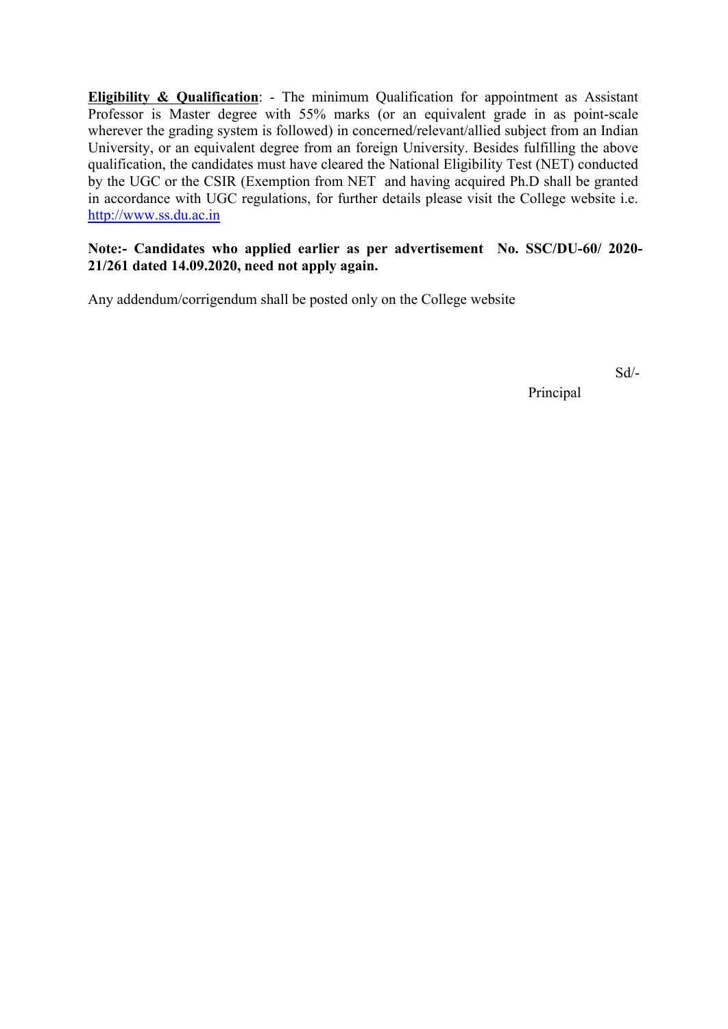**<u>Eligibility & Qualification</u>**: - The minimum Qualification for appointment as Assistant Professor is Master degree with 55% marks (or an equivalent grade in as point-scale wherever the grading system is followed) in concerned/relevant/allied subject from an Indian University, or an equivalent degree from an foreign University. Besides fulfilling the above qualification, the candidates must have cleared the National Eligibility Test (NET) conducted by the UGC or the CSIR (Exemption from NET and having acquired Ph.D shall be granted in accordance with UGC regulations, for further details please visit the College website i.e. http://www.ss.du.ac.in

**Note:- Candidates who applied earlier as per advertisement No. SSC/DU-60/ 2020-21/261 dated 14.09.2020, need not apply again.**

Any addendum/corrigendum shall be posted only on the College website

Sd/-

Principal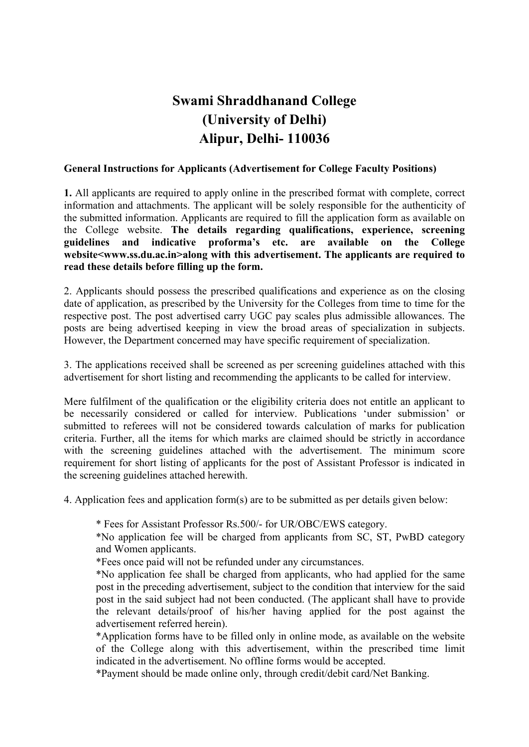# Swami Shraddhanand College
# (University of Delhi)
# Alipur, Delhi- 110036

**General Instructions for Applicants (Advertisement for College Faculty Positions)**

**1.** All applicants are required to apply online in the prescribed format with complete, correct information and attachments. The applicant will be solely responsible for the authenticity of the submitted information. Applicants are required to fill the application form as available on the College website. **The details regarding qualifications, experience, screening guidelines and indicative proforma's etc. are available on the College website<www.ss.du.ac.in>along with this advertisement. The applicants are required to read these details before filling up the form.**

2. Applicants should possess the prescribed qualifications and experience as on the closing date of application, as prescribed by the University for the Colleges from time to time for the respective post. The post advertised carry UGC pay scales plus admissible allowances. The posts are being advertised keeping in view the broad areas of specialization in subjects. However, the Department concerned may have specific requirement of specialization.

3. The applications received shall be screened as per screening guidelines attached with this advertisement for short listing and recommending the applicants to be called for interview.

Mere fulfilment of the qualification or the eligibility criteria does not entitle an applicant to be necessarily considered or called for interview. Publications 'under submission' or submitted to referees will not be considered towards calculation of marks for publication criteria. Further, all the items for which marks are claimed should be strictly in accordance with the screening guidelines attached with the advertisement. The minimum score requirement for short listing of applicants for the post of Assistant Professor is indicated in the screening guidelines attached herewith.

4. Application fees and application form(s) are to be submitted as per details given below:

* Fees for Assistant Professor Rs.500/- for UR/OBC/EWS category.
*No application fee will be charged from applicants from SC, ST, PwBD category and Women applicants.
*Fees once paid will not be refunded under any circumstances.
*No application fee shall be charged from applicants, who had applied for the same post in the preceding advertisement, subject to the condition that interview for the said post in the said subject had not been conducted. (The applicant shall have to provide the relevant details/proof of his/her having applied for the post against the advertisement referred herein).
*Application forms have to be filled only in online mode, as available on the website of the College along with this advertisement, within the prescribed time limit indicated in the advertisement. No offline forms would be accepted.
*Payment should be made online only, through credit/debit card/Net Banking.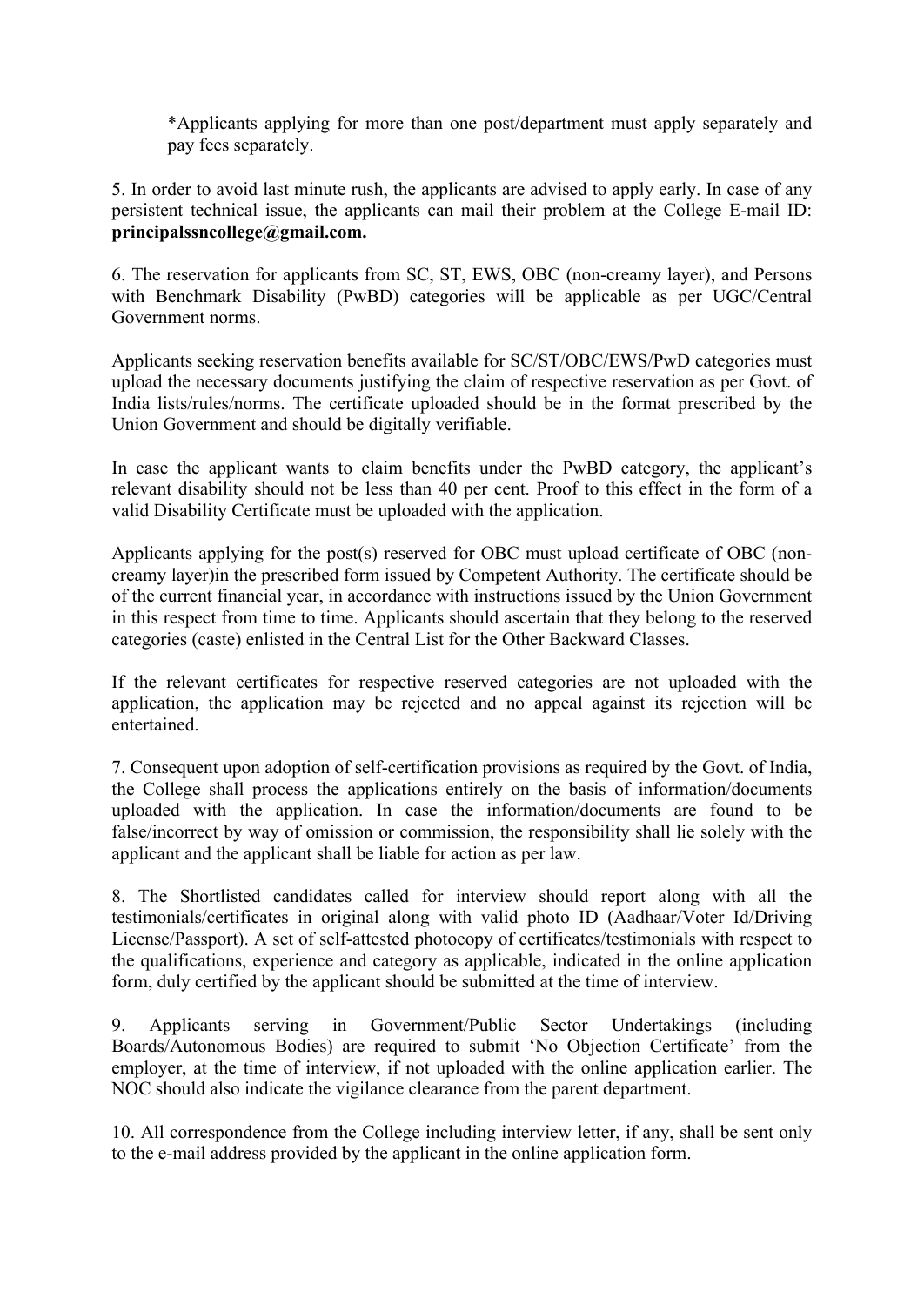*Applicants applying for more than one post/department must apply separately and pay fees separately.

5. In order to avoid last minute rush, the applicants are advised to apply early. In case of any persistent technical issue, the applicants can mail their problem at the College E-mail ID: **principalssncollege@gmail.com.**

6. The reservation for applicants from SC, ST, EWS, OBC (non-creamy layer), and Persons with Benchmark Disability (PwBD) categories will be applicable as per UGC/Central Government norms.

Applicants seeking reservation benefits available for SC/ST/OBC/EWS/PwD categories must upload the necessary documents justifying the claim of respective reservation as per Govt. of India lists/rules/norms. The certificate uploaded should be in the format prescribed by the Union Government and should be digitally verifiable.

In case the applicant wants to claim benefits under the PwBD category, the applicant's relevant disability should not be less than 40 per cent. Proof to this effect in the form of a valid Disability Certificate must be uploaded with the application.

Applicants applying for the post(s) reserved for OBC must upload certificate of OBC (non-creamy layer)in the prescribed form issued by Competent Authority. The certificate should be of the current financial year, in accordance with instructions issued by the Union Government in this respect from time to time. Applicants should ascertain that they belong to the reserved categories (caste) enlisted in the Central List for the Other Backward Classes.

If the relevant certificates for respective reserved categories are not uploaded with the application, the application may be rejected and no appeal against its rejection will be entertained.

7. Consequent upon adoption of self-certification provisions as required by the Govt. of India, the College shall process the applications entirely on the basis of information/documents uploaded with the application. In case the information/documents are found to be false/incorrect by way of omission or commission, the responsibility shall lie solely with the applicant and the applicant shall be liable for action as per law.

8. The Shortlisted candidates called for interview should report along with all the testimonials/certificates in original along with valid photo ID (Aadhaar/Voter Id/Driving License/Passport). A set of self-attested photocopy of certificates/testimonials with respect to the qualifications, experience and category as applicable, indicated in the online application form, duly certified by the applicant should be submitted at the time of interview.

9. Applicants serving in Government/Public Sector Undertakings (including Boards/Autonomous Bodies) are required to submit 'No Objection Certificate' from the employer, at the time of interview, if not uploaded with the online application earlier. The NOC should also indicate the vigilance clearance from the parent department.

10. All correspondence from the College including interview letter, if any, shall be sent only to the e-mail address provided by the applicant in the online application form.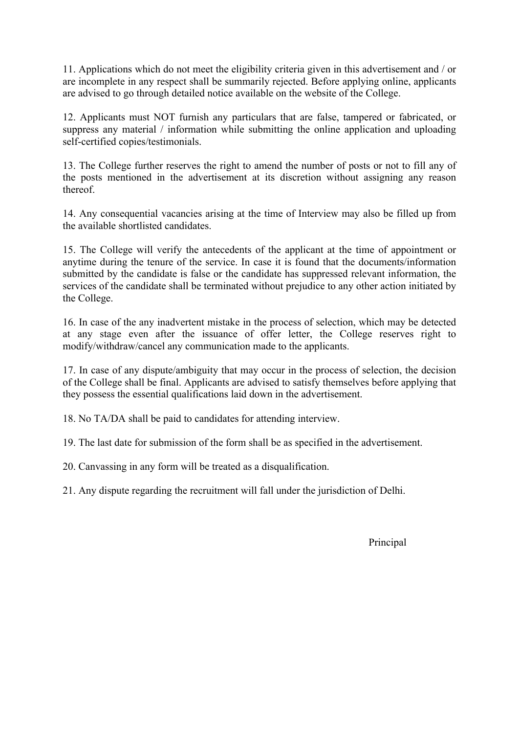11. Applications which do not meet the eligibility criteria given in this advertisement and / or are incomplete in any respect shall be summarily rejected. Before applying online, applicants are advised to go through detailed notice available on the website of the College.

12. Applicants must NOT furnish any particulars that are false, tampered or fabricated, or suppress any material / information while submitting the online application and uploading self-certified copies/testimonials.

13. The College further reserves the right to amend the number of posts or not to fill any of the posts mentioned in the advertisement at its discretion without assigning any reason thereof.

14. Any consequential vacancies arising at the time of Interview may also be filled up from the available shortlisted candidates.

15. The College will verify the antecedents of the applicant at the time of appointment or anytime during the tenure of the service. In case it is found that the documents/information submitted by the candidate is false or the candidate has suppressed relevant information, the services of the candidate shall be terminated without prejudice to any other action initiated by the College.

16. In case of the any inadvertent mistake in the process of selection, which may be detected at any stage even after the issuance of offer letter, the College reserves right to modify/withdraw/cancel any communication made to the applicants.

17. In case of any dispute/ambiguity that may occur in the process of selection, the decision of the College shall be final. Applicants are advised to satisfy themselves before applying that they possess the essential qualifications laid down in the advertisement.

18. No TA/DA shall be paid to candidates for attending interview.

19. The last date for submission of the form shall be as specified in the advertisement.

20. Canvassing in any form will be treated as a disqualification.

21. Any dispute regarding the recruitment will fall under the jurisdiction of Delhi.

Principal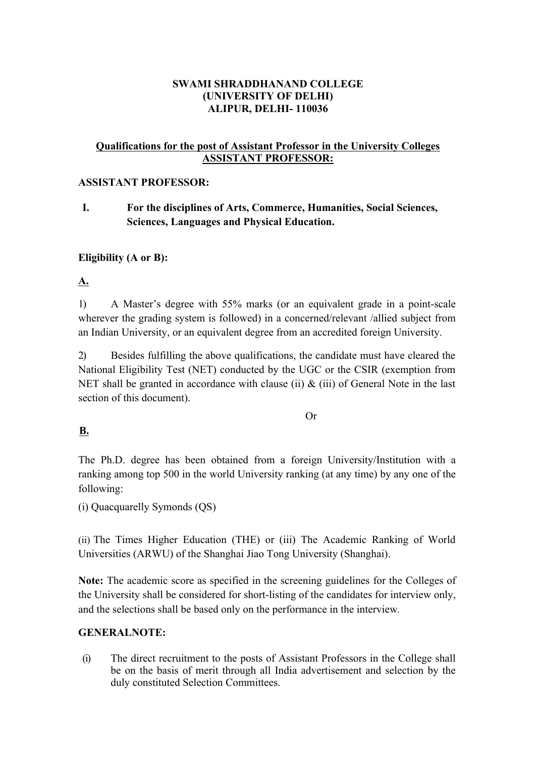**SWAMI SHRADDHANAND COLLEGE**
**(UNIVERSITY OF DELHI)**
**ALIPUR, DELHI- 110036**

**Qualifications for the post of Assistant Professor in the University Colleges**
**ASSISTANT PROFESSOR:**

**ASSISTANT PROFESSOR:**

**I. For the disciplines of Arts, Commerce, Humanities, Social Sciences, Sciences, Languages and Physical Education.**

**Eligibility (A or B):**

**A.**

1) A Master's degree with 55% marks (or an equivalent grade in a point-scale wherever the grading system is followed) in a concerned/relevant /allied subject from an Indian University, or an equivalent degree from an accredited foreign University.

2) Besides fulfilling the above qualifications, the candidate must have cleared the National Eligibility Test (NET) conducted by the UGC or the CSIR (exemption from NET shall be granted in accordance with clause (ii) & (iii) of General Note in the last section of this document).

Or

**B.**

The Ph.D. degree has been obtained from a foreign University/Institution with a ranking among top 500 in the world University ranking (at any time) by any one of the following:

(i) Quacquarelly Symonds (QS)

(ii) The Times Higher Education (THE) or (iii) The Academic Ranking of World Universities (ARWU) of the Shanghai Jiao Tong University (Shanghai).

**Note:** The academic score as specified in the screening guidelines for the Colleges of the University shall be considered for short-listing of the candidates for interview only, and the selections shall be based only on the performance in the interview.

**GENERALNOTE:**

(i) The direct recruitment to the posts of Assistant Professors in the College shall be on the basis of merit through all India advertisement and selection by the duly constituted Selection Committees.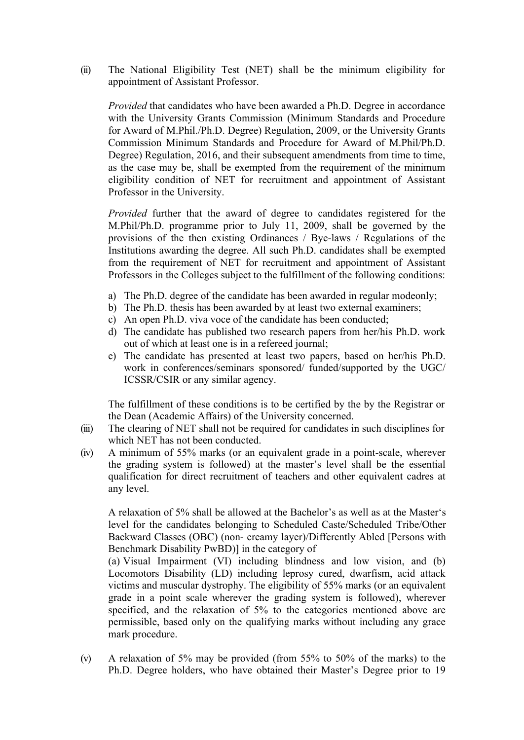(ii) The National Eligibility Test (NET) shall be the minimum eligibility for appointment of Assistant Professor.

*Provided* that candidates who have been awarded a Ph.D. Degree in accordance with the University Grants Commission (Minimum Standards and Procedure for Award of M.Phil./Ph.D. Degree) Regulation, 2009, or the University Grants Commission Minimum Standards and Procedure for Award of M.Phil/Ph.D. Degree) Regulation, 2016, and their subsequent amendments from time to time, as the case may be, shall be exempted from the requirement of the minimum eligibility condition of NET for recruitment and appointment of Assistant Professor in the University.

*Provided* further that the award of degree to candidates registered for the M.Phil/Ph.D. programme prior to July 11, 2009, shall be governed by the provisions of the then existing Ordinances / Bye-laws / Regulations of the Institutions awarding the degree. All such Ph.D. candidates shall be exempted from the requirement of NET for recruitment and appointment of Assistant Professors in the Colleges subject to the fulfillment of the following conditions:

a) The Ph.D. degree of the candidate has been awarded in regular modeonly;
b) The Ph.D. thesis has been awarded by at least two external examiners;
c) An open Ph.D. viva voce of the candidate has been conducted;
d) The candidate has published two research papers from her/his Ph.D. work out of which at least one is in a refereed journal;
e) The candidate has presented at least two papers, based on her/his Ph.D. work in conferences/seminars sponsored/ funded/supported by the UGC/ ICSSR/CSIR or any similar agency.

The fulfillment of these conditions is to be certified by the by the Registrar or the Dean (Academic Affairs) of the University concerned.

(iii) The clearing of NET shall not be required for candidates in such disciplines for which NET has not been conducted.

(iv) A minimum of 55% marks (or an equivalent grade in a point-scale, wherever the grading system is followed) at the master's level shall be the essential qualification for direct recruitment of teachers and other equivalent cadres at any level.

A relaxation of 5% shall be allowed at the Bachelor's as well as at the Master's level for the candidates belonging to Scheduled Caste/Scheduled Tribe/Other Backward Classes (OBC) (non- creamy layer)/Differently Abled [Persons with Benchmark Disability PwBD)] in the category of
(a) Visual Impairment (VI) including blindness and low vision, and (b) Locomotors Disability (LD) including leprosy cured, dwarfism, acid attack victims and muscular dystrophy. The eligibility of 55% marks (or an equivalent grade in a point scale wherever the grading system is followed), wherever specified, and the relaxation of 5% to the categories mentioned above are permissible, based only on the qualifying marks without including any grace mark procedure.

(v) A relaxation of 5% may be provided (from 55% to 50% of the marks) to the Ph.D. Degree holders, who have obtained their Master's Degree prior to 19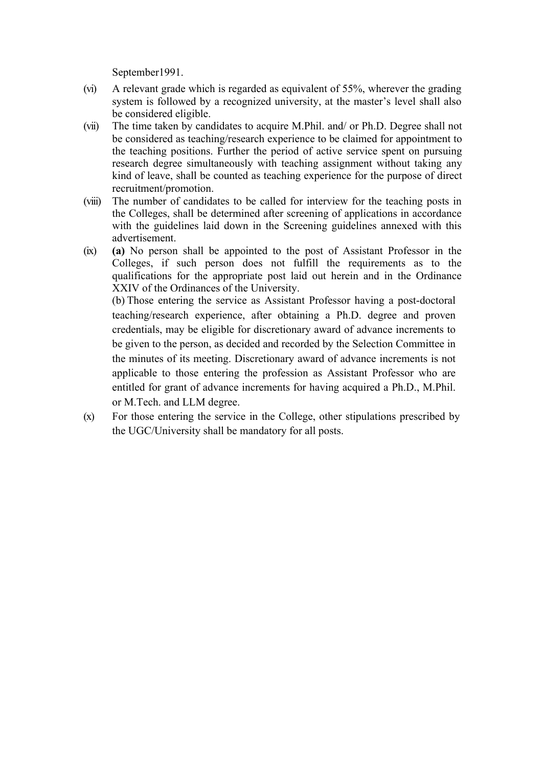September1991.

(vi) A relevant grade which is regarded as equivalent of 55%, wherever the grading system is followed by a recognized university, at the master's level shall also be considered eligible.

(vii) The time taken by candidates to acquire M.Phil. and/ or Ph.D. Degree shall not be considered as teaching/research experience to be claimed for appointment to the teaching positions. Further the period of active service spent on pursuing research degree simultaneously with teaching assignment without taking any kind of leave, shall be counted as teaching experience for the purpose of direct recruitment/promotion.

(viii) The number of candidates to be called for interview for the teaching posts in the Colleges, shall be determined after screening of applications in accordance with the guidelines laid down in the Screening guidelines annexed with this advertisement.

(ix) **(a)** No person shall be appointed to the post of Assistant Professor in the Colleges, if such person does not fulfill the requirements as to the qualifications for the appropriate post laid out herein and in the Ordinance XXIV of the Ordinances of the University.

(b) Those entering the service as Assistant Professor having a post-doctoral teaching/research experience, after obtaining a Ph.D. degree and proven credentials, may be eligible for discretionary award of advance increments to be given to the person, as decided and recorded by the Selection Committee in the minutes of its meeting. Discretionary award of advance increments is not applicable to those entering the profession as Assistant Professor who are entitled for grant of advance increments for having acquired a Ph.D., M.Phil. or M.Tech. and LLM degree.

(x) For those entering the service in the College, other stipulations prescribed by the UGC/University shall be mandatory for all posts.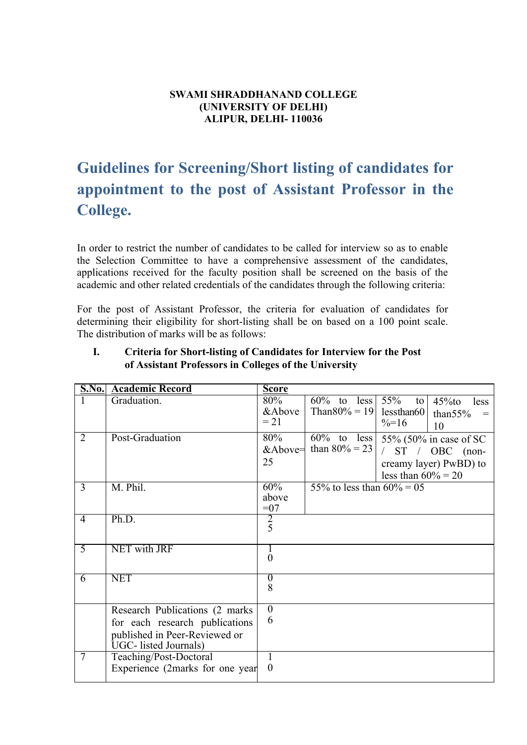**SWAMI SHRADDHANAND COLLEGE**
**(UNIVERSITY OF DELHI)**
**ALIPUR, DELHI- 110036**

# Guidelines for Screening/Short listing of candidates for appointment to the post of Assistant Professor in the College.

In order to restrict the number of candidates to be called for interview so as to enable the Selection Committee to have a comprehensive assessment of the candidates, applications received for the faculty position shall be screened on the basis of the academic and other related credentials of the candidates through the following criteria:

For the post of Assistant Professor, the criteria for evaluation of candidates for determining their eligibility for short-listing shall be on based on a 100 point scale. The distribution of marks will be as follows:

**I. Criteria for Short-listing of Candidates for Interview for the Post of Assistant Professors in Colleges of the University**

| S.No. | Academic Record | Score | | | |
|---|---|---|---|---|---|
| 1 | Graduation. | 80% &Above = 21 | 60% to less Than80% = 19 | 55% to lessthan60 %=16 | 45%to less than55% = 10 |
| 2 | Post-Graduation | 80% &Above= 25 | 60% to less than 80% = 23 | 55% (50% in case of SC / ST / OBC (non-creamy layer) PwBD) to less than 60% = 20 | |
| 3 | M. Phil. | 60% above =07 | 55% to less than 60% = 05 | | |
| 4 | Ph.D. | 25 | | | |
| 5 | NET with JRF | 10 | | | |
| 6 | NET | 08 | | | |
| | Research Publications (2 marks for each research publications published in Peer-Reviewed or UGC- listed Journals) | 06 | | | |
| 7 | Teaching/Post-Doctoral Experience (2marks for one year | 10 | | | |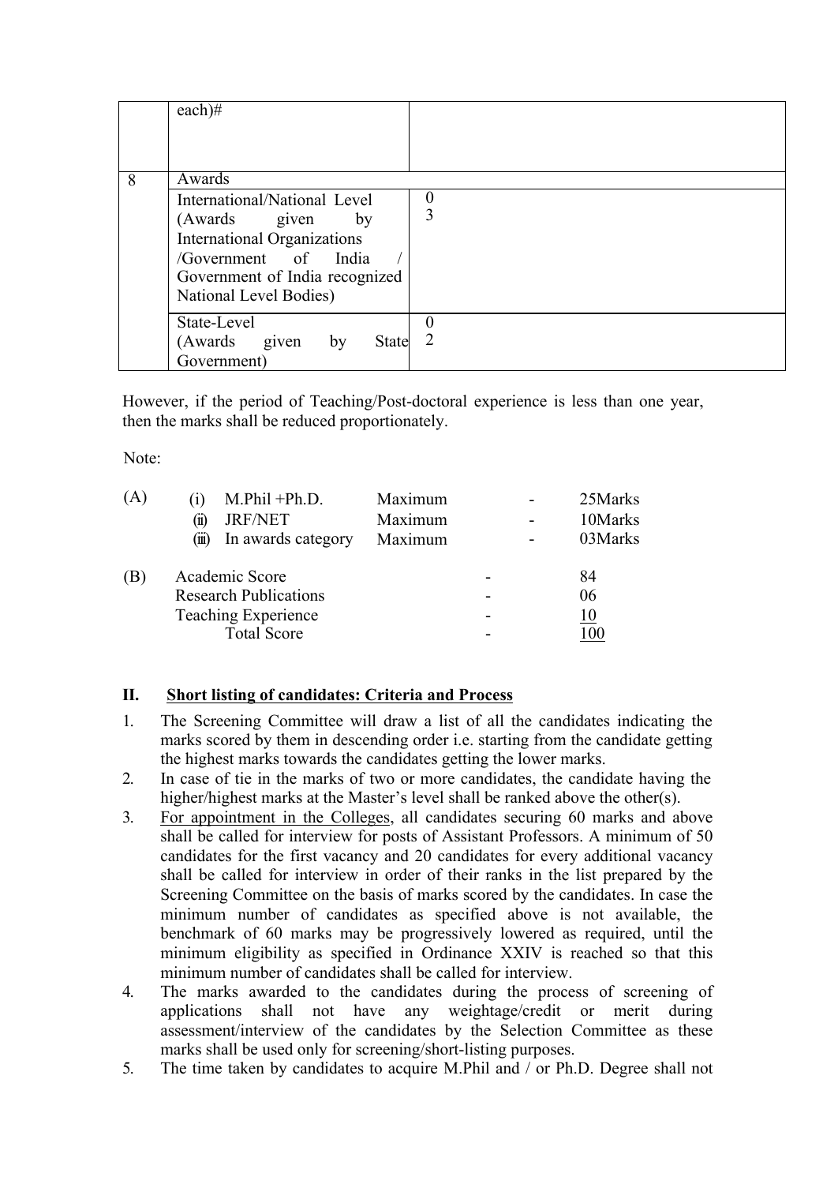| | | |
|---|---|---|
| | each)# | |
| 8 | Awards | |
| | International/National Level (Awards given by International Organizations /Government of India / Government of India recognized National Level Bodies) | 03 |
| | State-Level (Awards given by State Government) | 02 |

However, if the period of Teaching/Post-doctoral experience is less than one year, then the marks shall be reduced proportionately.

Note:

(A)

| | | | | |
|---|---|---|---|---|
| (i) | M.Phil +Ph.D. | Maximum | - | 25Marks |
| (ii) | JRF/NET | Maximum | - | 10Marks |
| (iii) | In awards category | Maximum | - | 03Marks |

(B)

| | | |
|---|---|---|
| Academic Score | - | 84 |
| Research Publications | - | 06 |
| Teaching Experience | - | 10 |
| Total Score | - | 100 |

## II. Short listing of candidates: Criteria and Process

1. The Screening Committee will draw a list of all the candidates indicating the marks scored by them in descending order i.e. starting from the candidate getting the highest marks towards the candidates getting the lower marks.
2. In case of tie in the marks of two or more candidates, the candidate having the higher/highest marks at the Master's level shall be ranked above the other(s).
3. For appointment in the Colleges, all candidates securing 60 marks and above shall be called for interview for posts of Assistant Professors. A minimum of 50 candidates for the first vacancy and 20 candidates for every additional vacancy shall be called for interview in order of their ranks in the list prepared by the Screening Committee on the basis of marks scored by the candidates. In case the minimum number of candidates as specified above is not available, the benchmark of 60 marks may be progressively lowered as required, until the minimum eligibility as specified in Ordinance XXIV is reached so that this minimum number of candidates shall be called for interview.
4. The marks awarded to the candidates during the process of screening of applications shall not have any weightage/credit or merit during assessment/interview of the candidates by the Selection Committee as these marks shall be used only for screening/short-listing purposes.
5. The time taken by candidates to acquire M.Phil and / or Ph.D. Degree shall not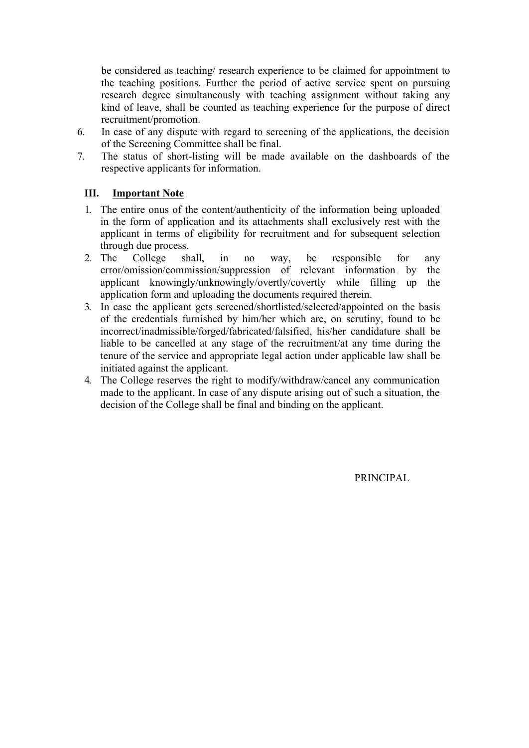be considered as teaching/ research experience to be claimed for appointment to the teaching positions. Further the period of active service spent on pursuing research degree simultaneously with teaching assignment without taking any kind of leave, shall be counted as teaching experience for the purpose of direct recruitment/promotion.

6. In case of any dispute with regard to screening of the applications, the decision of the Screening Committee shall be final.
7. The status of short-listing will be made available on the dashboards of the respective applicants for information.

### III. Important Note

1. The entire onus of the content/authenticity of the information being uploaded in the form of application and its attachments shall exclusively rest with the applicant in terms of eligibility for recruitment and for subsequent selection through due process.
2. The College shall, in no way, be responsible for any error/omission/commission/suppression of relevant information by the applicant knowingly/unknowingly/overtly/covertly while filling up the application form and uploading the documents required therein.
3. In case the applicant gets screened/shortlisted/selected/appointed on the basis of the credentials furnished by him/her which are, on scrutiny, found to be incorrect/inadmissible/forged/fabricated/falsified, his/her candidature shall be liable to be cancelled at any stage of the recruitment/at any time during the tenure of the service and appropriate legal action under applicable law shall be initiated against the applicant.
4. The College reserves the right to modify/withdraw/cancel any communication made to the applicant. In case of any dispute arising out of such a situation, the decision of the College shall be final and binding on the applicant.

PRINCIPAL